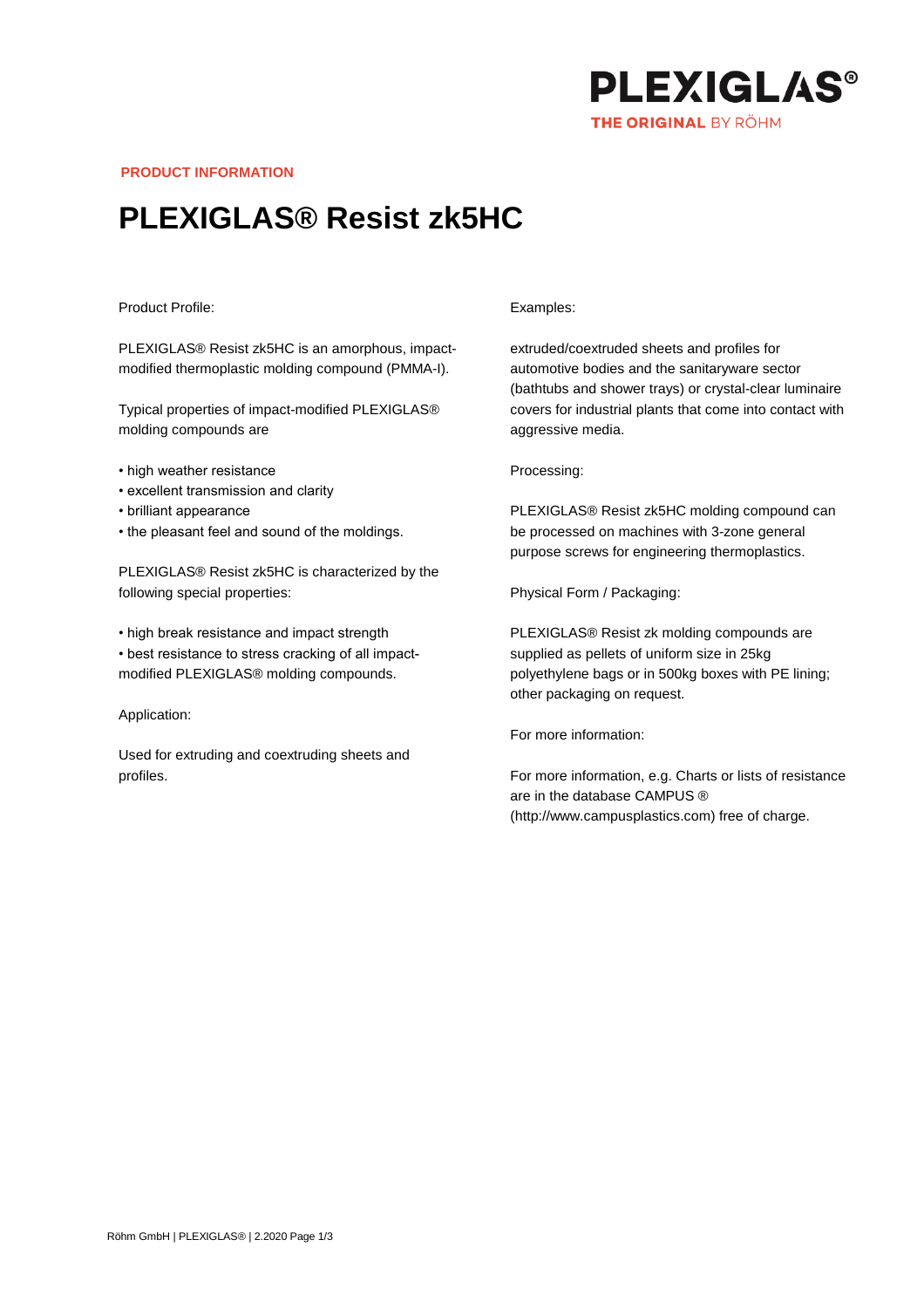**PRODUCT INFORMATION**

# PLEXIGLAS® Resist zk5HC

Product Profile:

PLEXIGLAS® Resist zk5HC is an amorphous, impact-modified thermoplastic molding compound (PMMA-I).

Typical properties of impact-modified PLEXIGLAS® molding compounds are

- high weather resistance
- excellent transmission and clarity
- brilliant appearance
- the pleasant feel and sound of the moldings.

PLEXIGLAS® Resist zk5HC is characterized by the following special properties:

- high break resistance and impact strength
- best resistance to stress cracking of all impact-modified PLEXIGLAS® molding compounds.

Application:

Used for extruding and coextruding sheets and profiles.

Examples:

extruded/coextruded sheets and profiles for automotive bodies and the sanitaryware sector (bathtubs and shower trays) or crystal-clear luminaire covers for industrial plants that come into contact with aggressive media.

Processing:

PLEXIGLAS® Resist zk5HC molding compound can be processed on machines with 3-zone general purpose screws for engineering thermoplastics.

Physical Form / Packaging:

PLEXIGLAS® Resist zk molding compounds are supplied as pellets of uniform size in 25kg polyethylene bags or in 500kg boxes with PE lining; other packaging on request.

For more information:

For more information, e.g. Charts or lists of resistance are in the database CAMPUS ® (http://www.campusplastics.com) free of charge.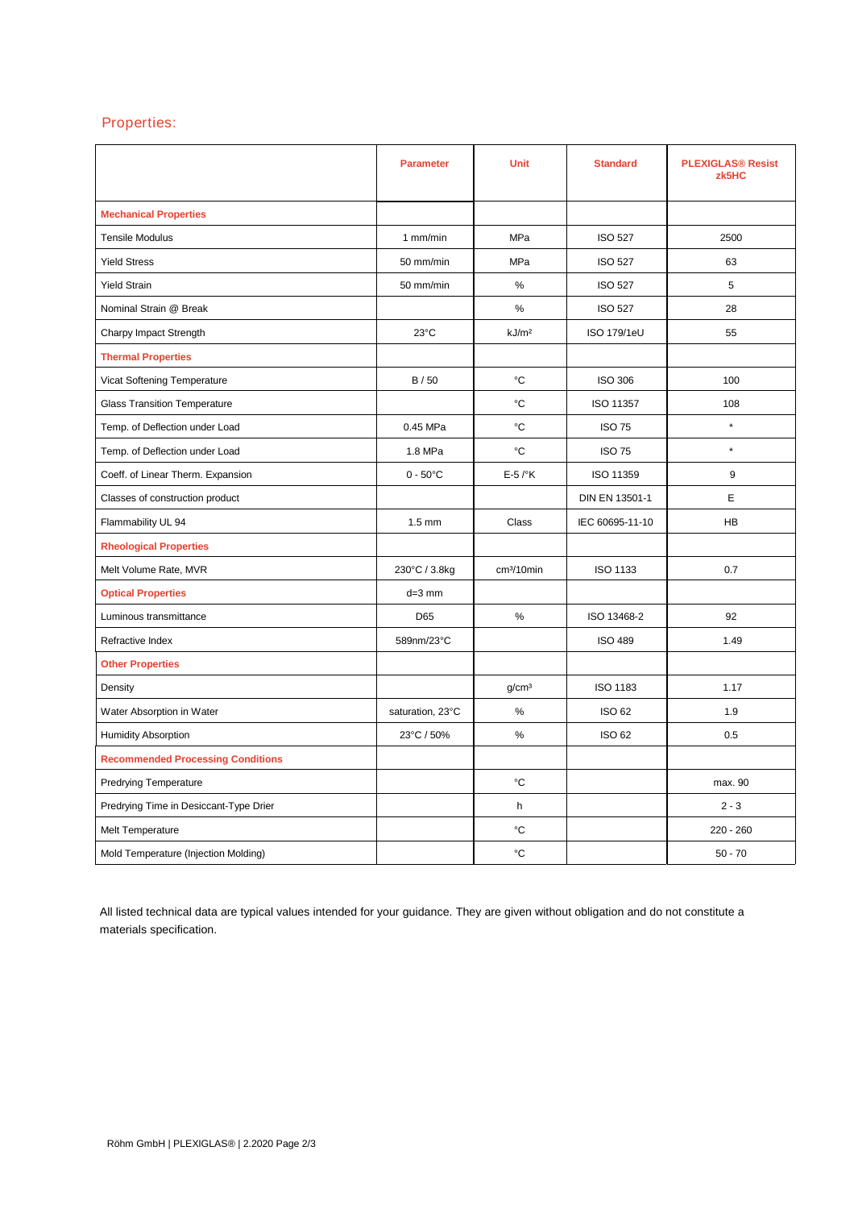## Properties:

| | Parameter | Unit | Standard | PLEXIGLAS® Resist zk5HC |
|---|---|---|---|---|
| **Mechanical Properties** | | | | |
| Tensile Modulus | 1 mm/min | MPa | ISO 527 | 2500 |
| Yield Stress | 50 mm/min | MPa | ISO 527 | 63 |
| Yield Strain | 50 mm/min | % | ISO 527 | 5 |
| Nominal Strain @ Break | | % | ISO 527 | 28 |
| Charpy Impact Strength | 23°C | kJ/m² | ISO 179/1eU | 55 |
| **Thermal Properties** | | | | |
| Vicat Softening Temperature | B / 50 | °C | ISO 306 | 100 |
| Glass Transition Temperature | | °C | ISO 11357 | 108 |
| Temp. of Deflection under Load | 0.45 MPa | °C | ISO 75 | * |
| Temp. of Deflection under Load | 1.8 MPa | °C | ISO 75 | * |
| Coeff. of Linear Therm. Expansion | 0 - 50°C | E-5 /°K | ISO 11359 | 9 |
| Classes of construction product | | | DIN EN 13501-1 | E |
| Flammability UL 94 | 1.5 mm | Class | IEC 60695-11-10 | HB |
| **Rheological Properties** | | | | |
| Melt Volume Rate, MVR | 230°C / 3.8kg | cm³/10min | ISO 1133 | 0.7 |
| **Optical Properties** | d=3 mm | | | |
| Luminous transmittance | D65 | % | ISO 13468-2 | 92 |
| Refractive Index | 589nm/23°C | | ISO 489 | 1.49 |
| **Other Properties** | | | | |
| Density | | g/cm³ | ISO 1183 | 1.17 |
| Water Absorption in Water | saturation, 23°C | % | ISO 62 | 1.9 |
| Humidity Absorption | 23°C / 50% | % | ISO 62 | 0.5 |
| **Recommended Processing Conditions** | | | | |
| Predrying Temperature | | °C | | max. 90 |
| Predrying Time in Desiccant-Type Drier | | h | | 2 - 3 |
| Melt Temperature | | °C | | 220 - 260 |
| Mold Temperature (Injection Molding) | | °C | | 50 - 70 |

All listed technical data are typical values intended for your guidance. They are given without obligation and do not constitute a materials specification.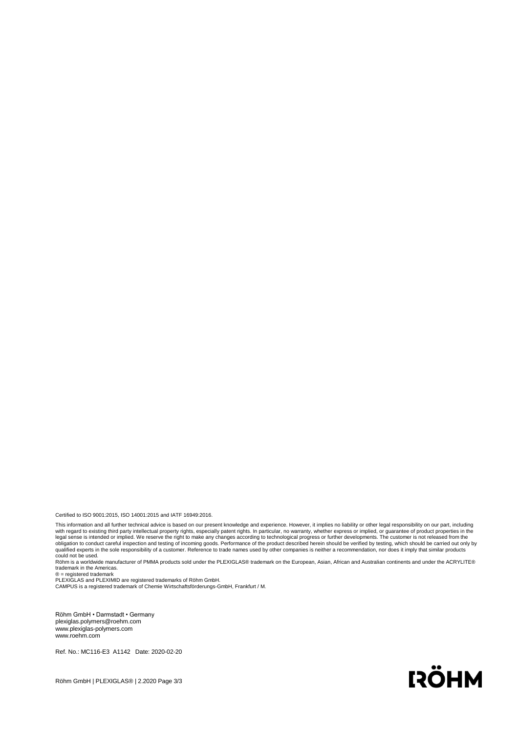Certified to ISO 9001:2015, ISO 14001:2015 and IATF 16949:2016.

This information and all further technical advice is based on our present knowledge and experience. However, it implies no liability or other legal responsibility on our part, including with regard to existing third party intellectual property rights, especially patent rights. In particular, no warranty, whether express or implied, or guarantee of product properties in the legal sense is intended or implied. We reserve the right to make any changes according to technological progress or further developments. The customer is not released from the obligation to conduct careful inspection and testing of incoming goods. Performance of the product described herein should be verified by testing, which should be carried out only by qualified experts in the sole responsibility of a customer. Reference to trade names used by other companies is neither a recommendation, nor does it imply that similar products could not be used.
Röhm is a worldwide manufacturer of PMMA products sold under the PLEXIGLAS® trademark on the European, Asian, African and Australian continents and under the ACRYLITE® trademark in the Americas.
® = registered trademark
PLEXIGLAS and PLEXIMID are registered trademarks of Röhm GmbH.
CAMPUS is a registered trademark of Chemie Wirtschaftsförderungs-GmbH, Frankfurt / M.

Röhm GmbH • Darmstadt • Germany
plexiglas.polymers@roehm.com
www.plexiglas-polymers.com
www.roehm.com

Ref. No.: MC116-E3 A1142 Date: 2020-02-20

RÖHM